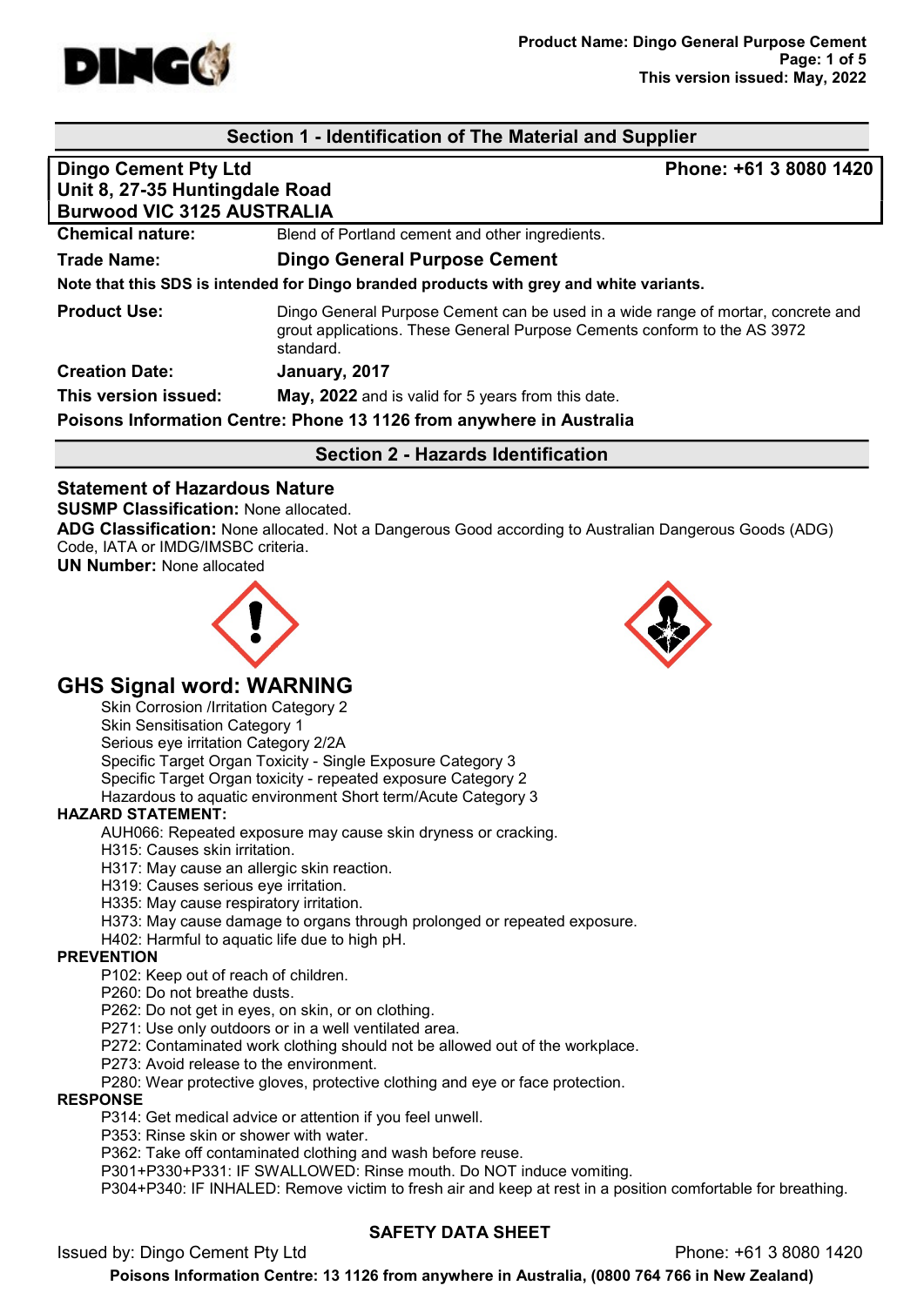## Section 1 - Identification of The Material and Supplier

**Dingo Cement Pty Ltd**
**Unit 8, 27-35 Huntingdale Road**
**Burwood VIC 3125 AUSTRALIA**
**Phone: +61 3 8080 1420**

**Chemical nature:** Blend of Portland cement and other ingredients.

**Trade Name:** **Dingo General Purpose Cement**

**Note that this SDS is intended for Dingo branded products with grey and white variants.**

**Product Use:** Dingo General Purpose Cement can be used in a wide range of mortar, concrete and grout applications. These General Purpose Cements conform to the AS 3972 standard.

**Creation Date:** **January, 2017**

**This version issued:** **May, 2022** and is valid for 5 years from this date.

**Poisons Information Centre: Phone 13 1126 from anywhere in Australia**

## Section 2 - Hazards Identification

### Statement of Hazardous Nature

**SUSMP Classification:** None allocated.

**ADG Classification:** None allocated. Not a Dangerous Good according to Australian Dangerous Goods (ADG) Code, IATA or IMDG/IMSBC criteria.

**UN Number:** None allocated

## GHS Signal word: WARNING

- Skin Corrosion /Irritation Category 2
- Skin Sensitisation Category 1
- Serious eye irritation Category 2/2A
- Specific Target Organ Toxicity - Single Exposure Category 3
- Specific Target Organ toxicity - repeated exposure Category 2
- Hazardous to aquatic environment Short term/Acute Category 3

**HAZARD STATEMENT:**

- AUH066: Repeated exposure may cause skin dryness or cracking.
- H315: Causes skin irritation.
- H317: May cause an allergic skin reaction.
- H319: Causes serious eye irritation.
- H335: May cause respiratory irritation.
- H373: May cause damage to organs through prolonged or repeated exposure.
- H402: Harmful to aquatic life due to high pH.

**PREVENTION**

- P102: Keep out of reach of children.
- P260: Do not breathe dusts.
- P262: Do not get in eyes, on skin, or on clothing.
- P271: Use only outdoors or in a well ventilated area.
- P272: Contaminated work clothing should not be allowed out of the workplace.
- P273: Avoid release to the environment.
- P280: Wear protective gloves, protective clothing and eye or face protection.

**RESPONSE**

- P314: Get medical advice or attention if you feel unwell.
- P353: Rinse skin or shower with water.
- P362: Take off contaminated clothing and wash before reuse.
- P301+P330+P331: IF SWALLOWED: Rinse mouth. Do NOT induce vomiting.
- P304+P340: IF INHALED: Remove victim to fresh air and keep at rest in a position comfortable for breathing.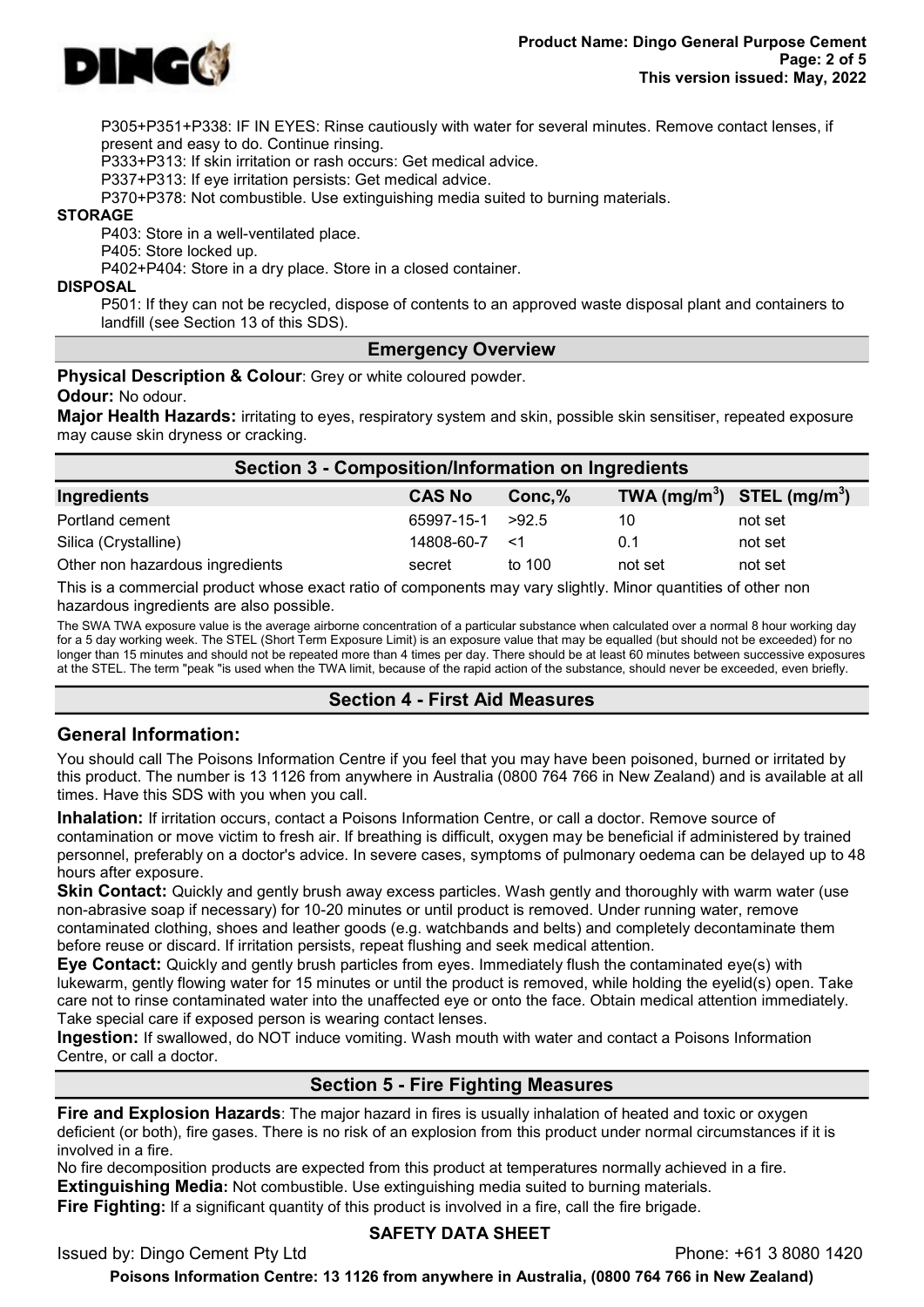P305+P351+P338: IF IN EYES: Rinse cautiously with water for several minutes. Remove contact lenses, if present and easy to do. Continue rinsing.

P333+P313: If skin irritation or rash occurs: Get medical advice.

P337+P313: If eye irritation persists: Get medical advice.

P370+P378: Not combustible. Use extinguishing media suited to burning materials.

**STORAGE**

P403: Store in a well-ventilated place.

P405: Store locked up.

P402+P404: Store in a dry place. Store in a closed container.

**DISPOSAL**

P501: If they can not be recycled, dispose of contents to an approved waste disposal plant and containers to landfill (see Section 13 of this SDS).

## Emergency Overview

**Physical Description & Colour**: Grey or white coloured powder.

**Odour:** No odour.

**Major Health Hazards:** irritating to eyes, respiratory system and skin, possible skin sensitiser, repeated exposure may cause skin dryness or cracking.

## Section 3 - Composition/Information on Ingredients

| Ingredients | CAS No | Conc,% | TWA (mg/m$^3$) | STEL (mg/m$^3$) |
|---|---|---|---|---|
| Portland cement | 65997-15-1 | >92.5 | 10 | not set |
| Silica (Crystalline) | 14808-60-7 | <1 | 0.1 | not set |
| Other non hazardous ingredients | secret | to 100 | not set | not set |

This is a commercial product whose exact ratio of components may vary slightly. Minor quantities of other non hazardous ingredients are also possible.

The SWA TWA exposure value is the average airborne concentration of a particular substance when calculated over a normal 8 hour working day for a 5 day working week. The STEL (Short Term Exposure Limit) is an exposure value that may be equalled (but should not be exceeded) for no longer than 15 minutes and should not be repeated more than 4 times per day. There should be at least 60 minutes between successive exposures at the STEL. The term "peak "is used when the TWA limit, because of the rapid action of the substance, should never be exceeded, even briefly.

## Section 4 - First Aid Measures

### General Information:

You should call The Poisons Information Centre if you feel that you may have been poisoned, burned or irritated by this product. The number is 13 1126 from anywhere in Australia (0800 764 766 in New Zealand) and is available at all times. Have this SDS with you when you call.

**Inhalation:** If irritation occurs, contact a Poisons Information Centre, or call a doctor. Remove source of contamination or move victim to fresh air. If breathing is difficult, oxygen may be beneficial if administered by trained personnel, preferably on a doctor's advice. In severe cases, symptoms of pulmonary oedema can be delayed up to 48 hours after exposure.

**Skin Contact:** Quickly and gently brush away excess particles. Wash gently and thoroughly with warm water (use non-abrasive soap if necessary) for 10-20 minutes or until product is removed. Under running water, remove contaminated clothing, shoes and leather goods (e.g. watchbands and belts) and completely decontaminate them before reuse or discard. If irritation persists, repeat flushing and seek medical attention.

**Eye Contact:** Quickly and gently brush particles from eyes. Immediately flush the contaminated eye(s) with lukewarm, gently flowing water for 15 minutes or until the product is removed, while holding the eyelid(s) open. Take care not to rinse contaminated water into the unaffected eye or onto the face. Obtain medical attention immediately. Take special care if exposed person is wearing contact lenses.

**Ingestion:** If swallowed, do NOT induce vomiting. Wash mouth with water and contact a Poisons Information Centre, or call a doctor.

## Section 5 - Fire Fighting Measures

**Fire and Explosion Hazards**: The major hazard in fires is usually inhalation of heated and toxic or oxygen deficient (or both), fire gases. There is no risk of an explosion from this product under normal circumstances if it is involved in a fire.

No fire decomposition products are expected from this product at temperatures normally achieved in a fire.

**Extinguishing Media:** Not combustible. Use extinguishing media suited to burning materials.

**Fire Fighting:** If a significant quantity of this product is involved in a fire, call the fire brigade.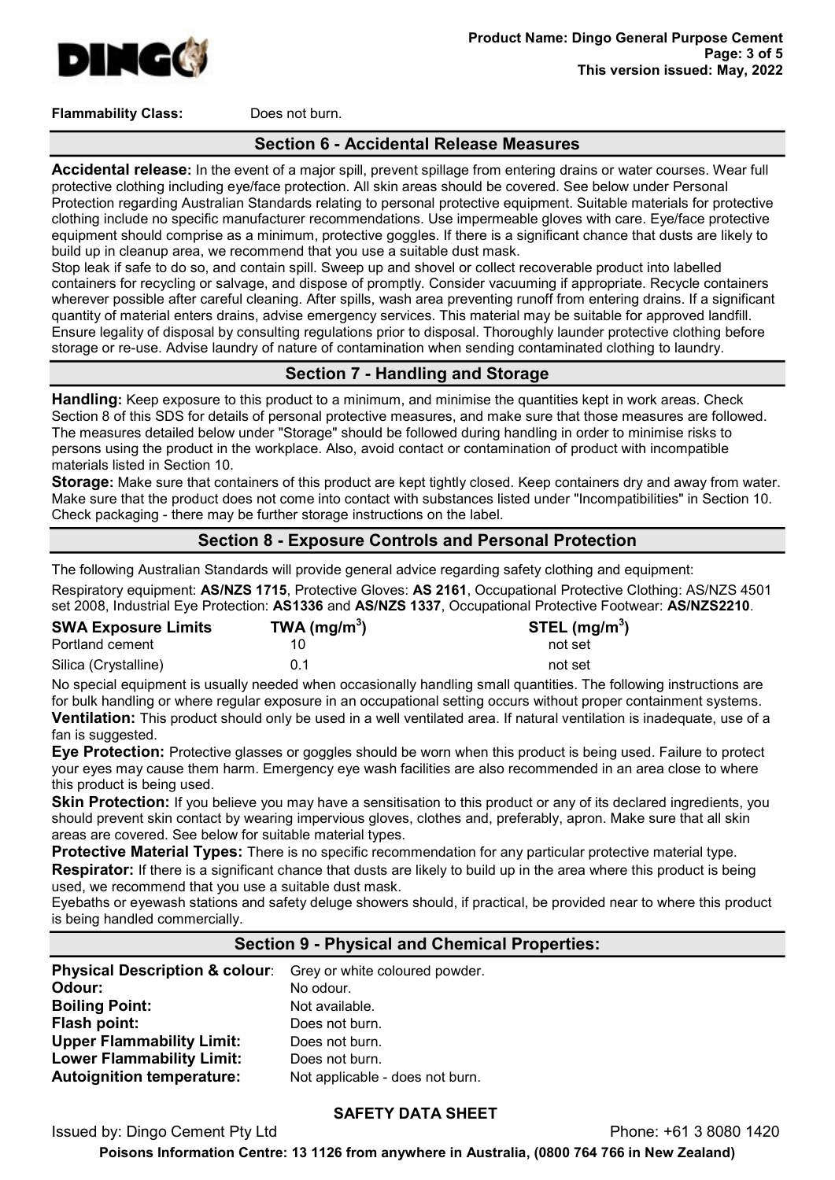**Flammability Class:** Does not burn.

## Section 6 - Accidental Release Measures

**Accidental release:** In the event of a major spill, prevent spillage from entering drains or water courses. Wear full protective clothing including eye/face protection. All skin areas should be covered. See below under Personal Protection regarding Australian Standards relating to personal protective equipment. Suitable materials for protective clothing include no specific manufacturer recommendations. Use impermeable gloves with care. Eye/face protective equipment should comprise as a minimum, protective goggles. If there is a significant chance that dusts are likely to build up in cleanup area, we recommend that you use a suitable dust mask.

Stop leak if safe to do so, and contain spill. Sweep up and shovel or collect recoverable product into labelled containers for recycling or salvage, and dispose of promptly. Consider vacuuming if appropriate. Recycle containers wherever possible after careful cleaning. After spills, wash area preventing runoff from entering drains. If a significant quantity of material enters drains, advise emergency services. This material may be suitable for approved landfill. Ensure legality of disposal by consulting regulations prior to disposal. Thoroughly launder protective clothing before storage or re-use. Advise laundry of nature of contamination when sending contaminated clothing to laundry.

## Section 7 - Handling and Storage

**Handling:** Keep exposure to this product to a minimum, and minimise the quantities kept in work areas. Check Section 8 of this SDS for details of personal protective measures, and make sure that those measures are followed. The measures detailed below under "Storage" should be followed during handling in order to minimise risks to persons using the product in the workplace. Also, avoid contact or contamination of product with incompatible materials listed in Section 10.

**Storage:** Make sure that containers of this product are kept tightly closed. Keep containers dry and away from water. Make sure that the product does not come into contact with substances listed under "Incompatibilities" in Section 10. Check packaging - there may be further storage instructions on the label.

## Section 8 - Exposure Controls and Personal Protection

The following Australian Standards will provide general advice regarding safety clothing and equipment:

Respiratory equipment: **AS/NZS 1715**, Protective Gloves: **AS 2161**, Occupational Protective Clothing: AS/NZS 4501 set 2008, Industrial Eye Protection: **AS1336** and **AS/NZS 1337**, Occupational Protective Footwear: **AS/NZS2210**.

| SWA Exposure Limits | TWA (mg/m$^3$) | STEL (mg/m$^3$) |
|---|---|---|
| Portland cement | 10 | not set |
| Silica (Crystalline) | 0.1 | not set |

No special equipment is usually needed when occasionally handling small quantities. The following instructions are for bulk handling or where regular exposure in an occupational setting occurs without proper containment systems.

**Ventilation:** This product should only be used in a well ventilated area. If natural ventilation is inadequate, use of a fan is suggested.

**Eye Protection:** Protective glasses or goggles should be worn when this product is being used. Failure to protect your eyes may cause them harm. Emergency eye wash facilities are also recommended in an area close to where this product is being used.

**Skin Protection:** If you believe you may have a sensitisation to this product or any of its declared ingredients, you should prevent skin contact by wearing impervious gloves, clothes and, preferably, apron. Make sure that all skin areas are covered. See below for suitable material types.

**Protective Material Types:** There is no specific recommendation for any particular protective material type.

**Respirator:** If there is a significant chance that dusts are likely to build up in the area where this product is being used, we recommend that you use a suitable dust mask.

Eyebaths or eyewash stations and safety deluge showers should, if practical, be provided near to where this product is being handled commercially.

## Section 9 - Physical and Chemical Properties:

**Physical Description & colour**: Grey or white coloured powder.
**Odour:** No odour.
**Boiling Point:** Not available.
**Flash point:** Does not burn.
**Upper Flammability Limit:** Does not burn.
**Lower Flammability Limit:** Does not burn.
**Autoignition temperature:** Not applicable - does not burn.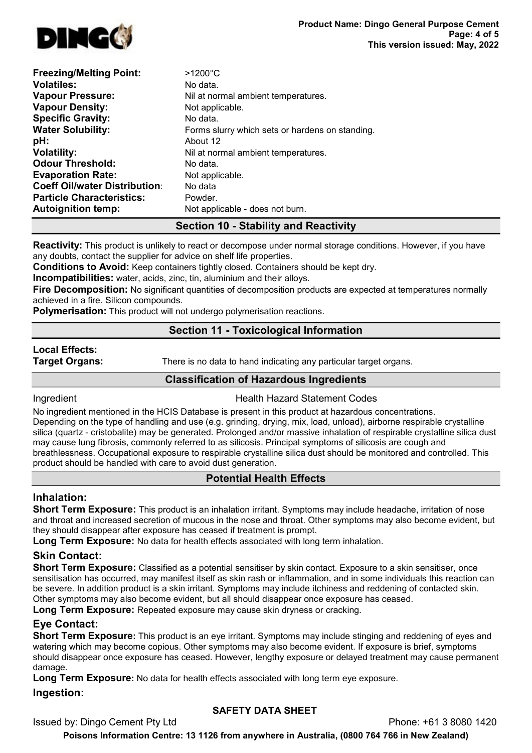| | |
|---|---|
| **Freezing/Melting Point:** | >1200°C |
| **Volatiles:** | No data. |
| **Vapour Pressure:** | Nil at normal ambient temperatures. |
| **Vapour Density:** | Not applicable. |
| **Specific Gravity:** | No data. |
| **Water Solubility:** | Forms slurry which sets or hardens on standing. |
| **pH:** | About 12 |
| **Volatility:** | Nil at normal ambient temperatures. |
| **Odour Threshold:** | No data. |
| **Evaporation Rate:** | Not applicable. |
| **Coeff Oil/water Distribution**: | No data |
| **Particle Characteristics:** | Powder. |
| **Autoignition temp:** | Not applicable - does not burn. |

## Section 10 - Stability and Reactivity

**Reactivity:** This product is unlikely to react or decompose under normal storage conditions. However, if you have any doubts, contact the supplier for advice on shelf life properties.

**Conditions to Avoid:** Keep containers tightly closed. Containers should be kept dry.

**Incompatibilities:** water, acids, zinc, tin, aluminium and their alloys.

**Fire Decomposition:** No significant quantities of decomposition products are expected at temperatures normally achieved in a fire. Silicon compounds.

**Polymerisation:** This product will not undergo polymerisation reactions.

## Section 11 - Toxicological Information

**Local Effects:**

**Target Organs:** There is no data to hand indicating any particular target organs.

### Classification of Hazardous Ingredients

| Ingredient | Health Hazard Statement Codes |
|---|---|

No ingredient mentioned in the HCIS Database is present in this product at hazardous concentrations.
Depending on the type of handling and use (e.g. grinding, drying, mix, load, unload), airborne respirable crystalline silica (quartz - cristobalite) may be generated. Prolonged and/or massive inhalation of respirable crystalline silica dust may cause lung fibrosis, commonly referred to as silicosis. Principal symptoms of silicosis are cough and breathlessness. Occupational exposure to respirable crystalline silica dust should be monitored and controlled. This product should be handled with care to avoid dust generation.

### Potential Health Effects

#### Inhalation:

**Short Term Exposure:** This product is an inhalation irritant. Symptoms may include headache, irritation of nose and throat and increased secretion of mucous in the nose and throat. Other symptoms may also become evident, but they should disappear after exposure has ceased if treatment is prompt.

**Long Term Exposure:** No data for health effects associated with long term inhalation.

#### Skin Contact:

**Short Term Exposure:** Classified as a potential sensitiser by skin contact. Exposure to a skin sensitiser, once sensitisation has occurred, may manifest itself as skin rash or inflammation, and in some individuals this reaction can be severe. In addition product is a skin irritant. Symptoms may include itchiness and reddening of contacted skin. Other symptoms may also become evident, but all should disappear once exposure has ceased.

**Long Term Exposure:** Repeated exposure may cause skin dryness or cracking.

#### Eye Contact:

**Short Term Exposure:** This product is an eye irritant. Symptoms may include stinging and reddening of eyes and watering which may become copious. Other symptoms may also become evident. If exposure is brief, symptoms should disappear once exposure has ceased. However, lengthy exposure or delayed treatment may cause permanent damage.

**Long Term Exposure:** No data for health effects associated with long term eye exposure.

#### Ingestion: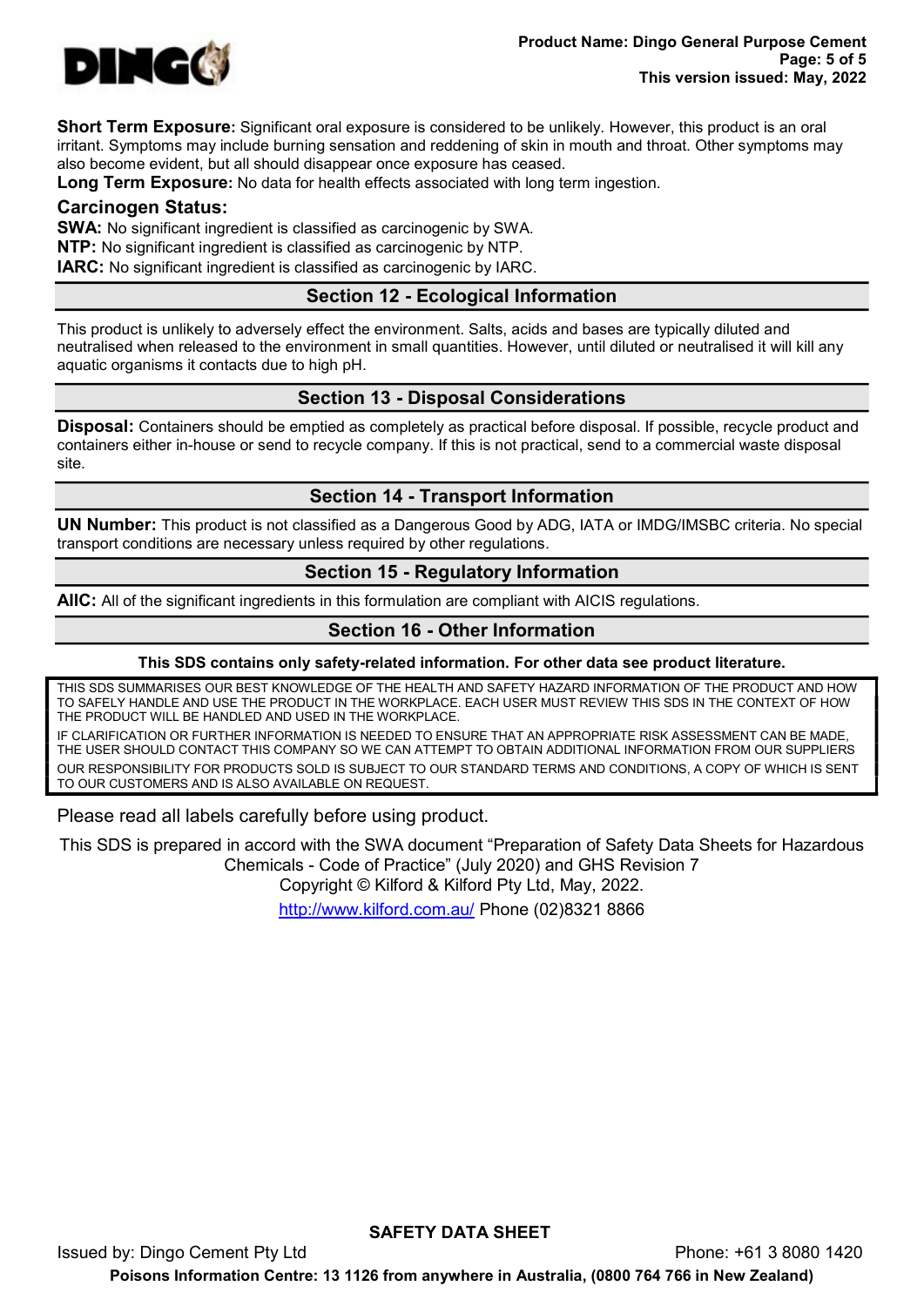**Short Term Exposure:** Significant oral exposure is considered to be unlikely. However, this product is an oral irritant. Symptoms may include burning sensation and reddening of skin in mouth and throat. Other symptoms may also become evident, but all should disappear once exposure has ceased.

**Long Term Exposure:** No data for health effects associated with long term ingestion.

### Carcinogen Status:

**SWA:** No significant ingredient is classified as carcinogenic by SWA.
**NTP:** No significant ingredient is classified as carcinogenic by NTP.
**IARC:** No significant ingredient is classified as carcinogenic by IARC.

## Section 12 - Ecological Information

This product is unlikely to adversely effect the environment. Salts, acids and bases are typically diluted and neutralised when released to the environment in small quantities. However, until diluted or neutralised it will kill any aquatic organisms it contacts due to high pH.

## Section 13 - Disposal Considerations

**Disposal:** Containers should be emptied as completely as practical before disposal. If possible, recycle product and containers either in-house or send to recycle company. If this is not practical, send to a commercial waste disposal site.

## Section 14 - Transport Information

**UN Number:** This product is not classified as a Dangerous Good by ADG, IATA or IMDG/IMSBC criteria. No special transport conditions are necessary unless required by other regulations.

## Section 15 - Regulatory Information

**AIIC:** All of the significant ingredients in this formulation are compliant with AICIS regulations.

## Section 16 - Other Information

**This SDS contains only safety-related information. For other data see product literature.**

THIS SDS SUMMARISES OUR BEST KNOWLEDGE OF THE HEALTH AND SAFETY HAZARD INFORMATION OF THE PRODUCT AND HOW TO SAFELY HANDLE AND USE THE PRODUCT IN THE WORKPLACE. EACH USER MUST REVIEW THIS SDS IN THE CONTEXT OF HOW THE PRODUCT WILL BE HANDLED AND USED IN THE WORKPLACE.

IF CLARIFICATION OR FURTHER INFORMATION IS NEEDED TO ENSURE THAT AN APPROPRIATE RISK ASSESSMENT CAN BE MADE, THE USER SHOULD CONTACT THIS COMPANY SO WE CAN ATTEMPT TO OBTAIN ADDITIONAL INFORMATION FROM OUR SUPPLIERS

OUR RESPONSIBILITY FOR PRODUCTS SOLD IS SUBJECT TO OUR STANDARD TERMS AND CONDITIONS, A COPY OF WHICH IS SENT TO OUR CUSTOMERS AND IS ALSO AVAILABLE ON REQUEST.

Please read all labels carefully before using product.

This SDS is prepared in accord with the SWA document "Preparation of Safety Data Sheets for Hazardous Chemicals - Code of Practice" (July 2020) and GHS Revision 7

Copyright © Kilford & Kilford Pty Ltd, May, 2022.

http://www.kilford.com.au/ Phone (02)8321 8866